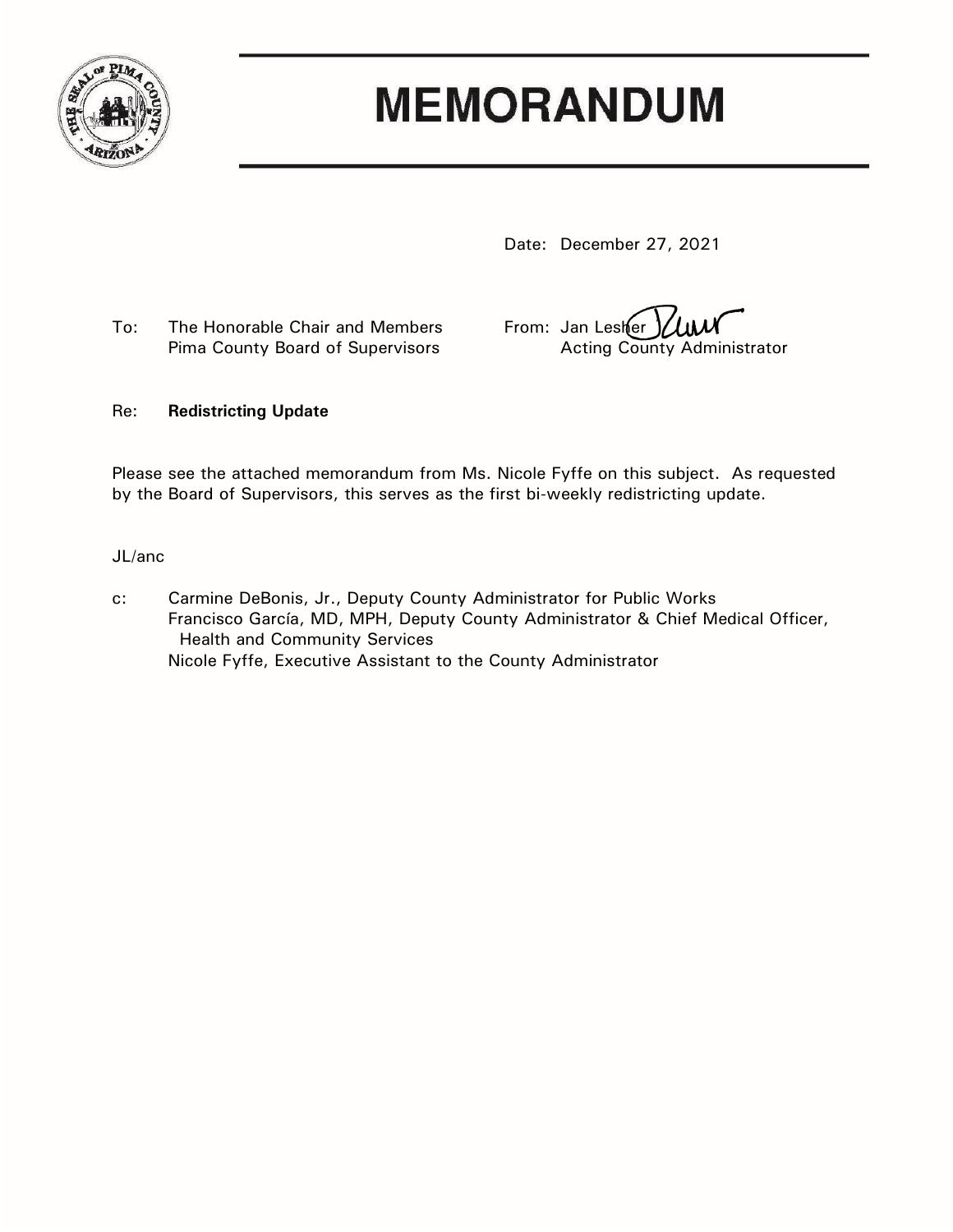# MEMORANDUM

Date: December 27, 2021

To: The Honorable Chair and Members
Pima County Board of Supervisors

From: Jan Lesher
Acting County Administrator

Re: **Redistricting Update**

Please see the attached memorandum from Ms. Nicole Fyffe on this subject. As requested by the Board of Supervisors, this serves as the first bi-weekly redistricting update.

JL/anc

c: Carmine DeBonis, Jr., Deputy County Administrator for Public Works
Francisco García, MD, MPH, Deputy County Administrator & Chief Medical Officer, Health and Community Services
Nicole Fyffe, Executive Assistant to the County Administrator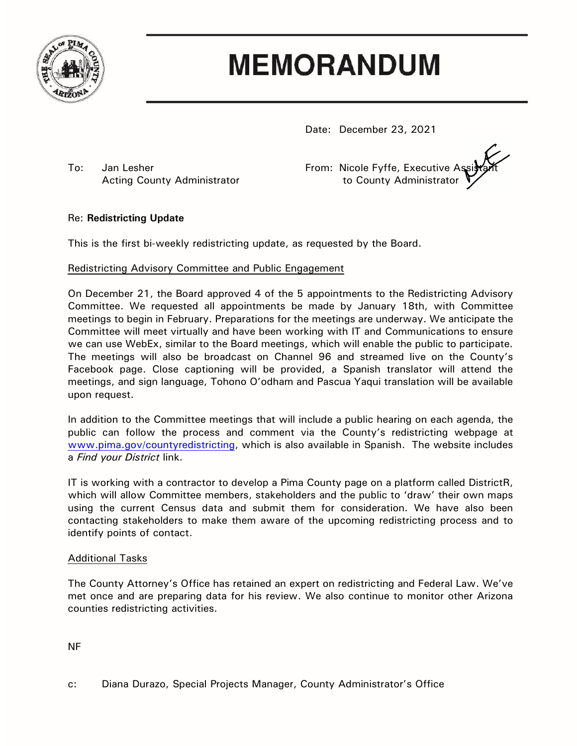# MEMORANDUM

Date: December 23, 2021

To: Jan Lesher
Acting County Administrator

From: Nicole Fyffe, Executive Assistant
to County Administrator

Re: **Redistricting Update**

This is the first bi-weekly redistricting update, as requested by the Board.

Redistricting Advisory Committee and Public Engagement

On December 21, the Board approved 4 of the 5 appointments to the Redistricting Advisory Committee. We requested all appointments be made by January 18th, with Committee meetings to begin in February. Preparations for the meetings are underway. We anticipate the Committee will meet virtually and have been working with IT and Communications to ensure we can use WebEx, similar to the Board meetings, which will enable the public to participate. The meetings will also be broadcast on Channel 96 and streamed live on the County's Facebook page. Close captioning will be provided, a Spanish translator will attend the meetings, and sign language, Tohono O'odham and Pascua Yaqui translation will be available upon request.

In addition to the Committee meetings that will include a public hearing on each agenda, the public can follow the process and comment via the County's redistricting webpage at www.pima.gov/countyredistricting, which is also available in Spanish. The website includes a *Find your District* link.

IT is working with a contractor to develop a Pima County page on a platform called DistrictR, which will allow Committee members, stakeholders and the public to 'draw' their own maps using the current Census data and submit them for consideration. We have also been contacting stakeholders to make them aware of the upcoming redistricting process and to identify points of contact.

Additional Tasks

The County Attorney's Office has retained an expert on redistricting and Federal Law. We've met once and are preparing data for his review. We also continue to monitor other Arizona counties redistricting activities.

NF

c: Diana Durazo, Special Projects Manager, County Administrator's Office